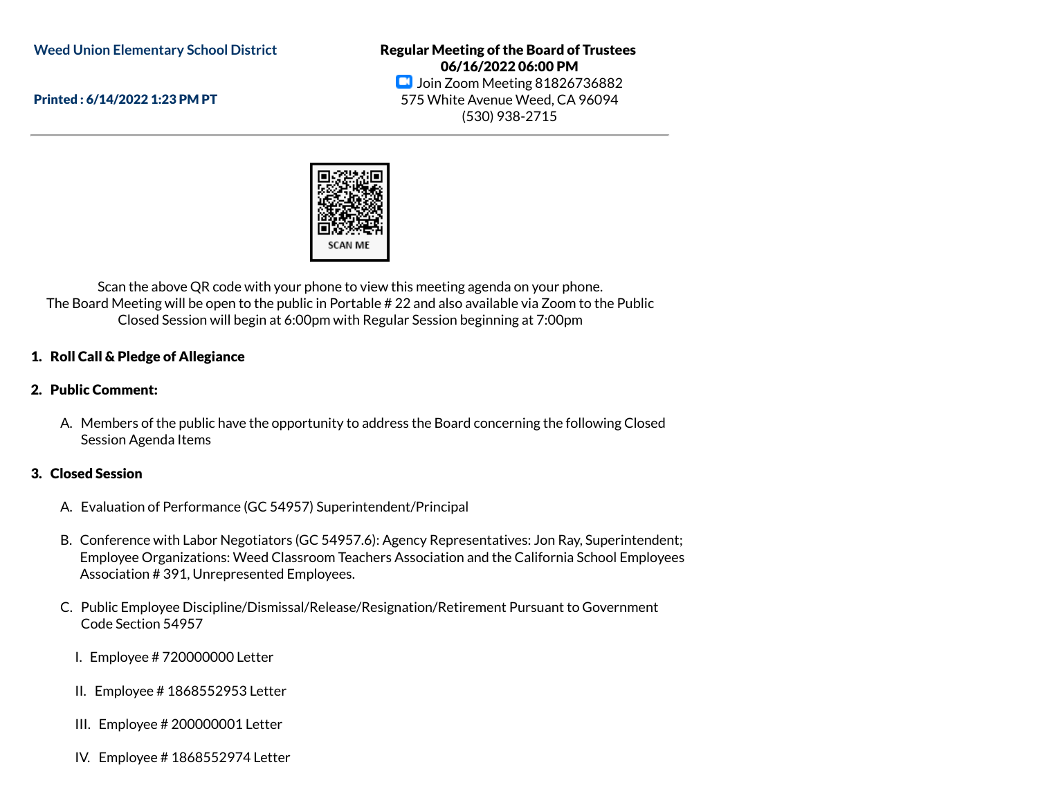Weed Union Elementary School District

**Printed : 6/14/2022 1:23 PM PT**

**Regular Meeting of the Board of Trustees**
**06/16/2022 06:00 PM**
Join Zoom Meeting 81826736882
575 White Avenue Weed, CA 96094
(530) 938-2715

SCAN ME

Scan the above QR code with your phone to view this meeting agenda on your phone.
The Board Meeting will be open to the public in Portable # 22 and also available via Zoom to the Public
Closed Session will begin at 6:00pm with Regular Session beginning at 7:00pm

## 1. Roll Call & Pledge of Allegiance

## 2. Public Comment:

A. Members of the public have the opportunity to address the Board concerning the following Closed Session Agenda Items

## 3. Closed Session

A. Evaluation of Performance (GC 54957) Superintendent/Principal

B. Conference with Labor Negotiators (GC 54957.6): Agency Representatives: Jon Ray, Superintendent; Employee Organizations: Weed Classroom Teachers Association and the California School Employees Association # 391, Unrepresented Employees.

C. Public Employee Discipline/Dismissal/Release/Resignation/Retirement Pursuant to Government Code Section 54957

I. Employee # 720000000 Letter

II. Employee # 1868552953 Letter

III. Employee # 200000001 Letter

IV. Employee # 1868552974 Letter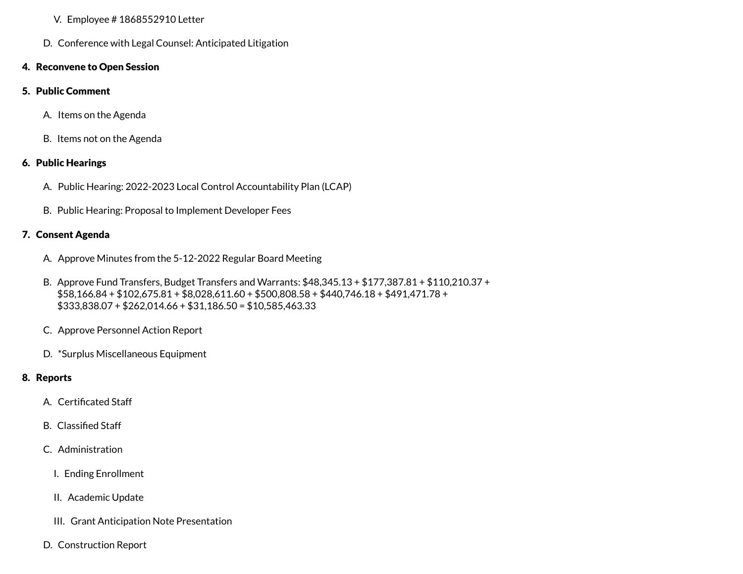V. Employee # 1868552910 Letter

D. Conference with Legal Counsel: Anticipated Litigation

**4. Reconvene to Open Session**

**5. Public Comment**

A. Items on the Agenda

B. Items not on the Agenda

**6. Public Hearings**

A. Public Hearing: 2022-2023 Local Control Accountability Plan (LCAP)

B. Public Hearing: Proposal to Implement Developer Fees

**7. Consent Agenda**

A. Approve Minutes from the 5-12-2022 Regular Board Meeting

B. Approve Fund Transfers, Budget Transfers and Warrants: $48,345.13 + $177,387.81 + $110,210.37 + $58,166.84 + $102,675.81 + $8,028,611.60 + $500,808.58 + $440,746.18 + $491,471.78 + $333,838.07 + $262,014.66 + $31,186.50 = $10,585,463.33

C. Approve Personnel Action Report

D. *Surplus Miscellaneous Equipment

**8. Reports**

A. Certificated Staff

B. Classified Staff

C. Administration

I. Ending Enrollment

II. Academic Update

III. Grant Anticipation Note Presentation

D. Construction Report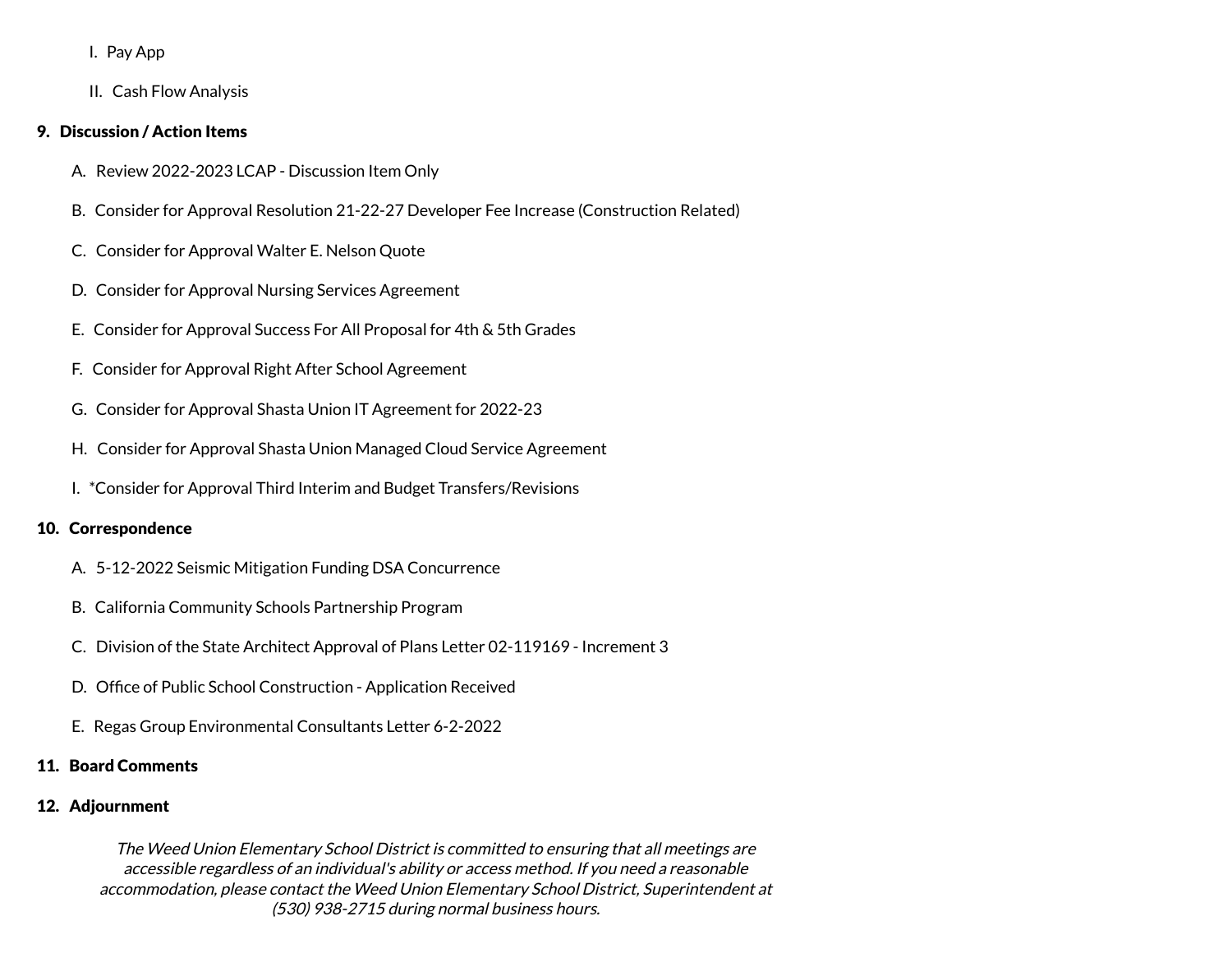I. Pay App

II. Cash Flow Analysis

**9. Discussion / Action Items**

A. Review 2022-2023 LCAP - Discussion Item Only

B. Consider for Approval Resolution 21-22-27 Developer Fee Increase (Construction Related)

C. Consider for Approval Walter E. Nelson Quote

D. Consider for Approval Nursing Services Agreement

E. Consider for Approval Success For All Proposal for 4th & 5th Grades

F. Consider for Approval Right After School Agreement

G. Consider for Approval Shasta Union IT Agreement for 2022-23

H. Consider for Approval Shasta Union Managed Cloud Service Agreement

I. *Consider for Approval Third Interim and Budget Transfers/Revisions

**10. Correspondence**

A. 5-12-2022 Seismic Mitigation Funding DSA Concurrence

B. California Community Schools Partnership Program

C. Division of the State Architect Approval of Plans Letter 02-119169 - Increment 3

D. Office of Public School Construction - Application Received

E. Regas Group Environmental Consultants Letter 6-2-2022

**11. Board Comments**

**12. Adjournment**

*The Weed Union Elementary School District is committed to ensuring that all meetings are accessible regardless of an individual's ability or access method. If you need a reasonable accommodation, please contact the Weed Union Elementary School District, Superintendent at (530) 938-2715 during normal business hours.*